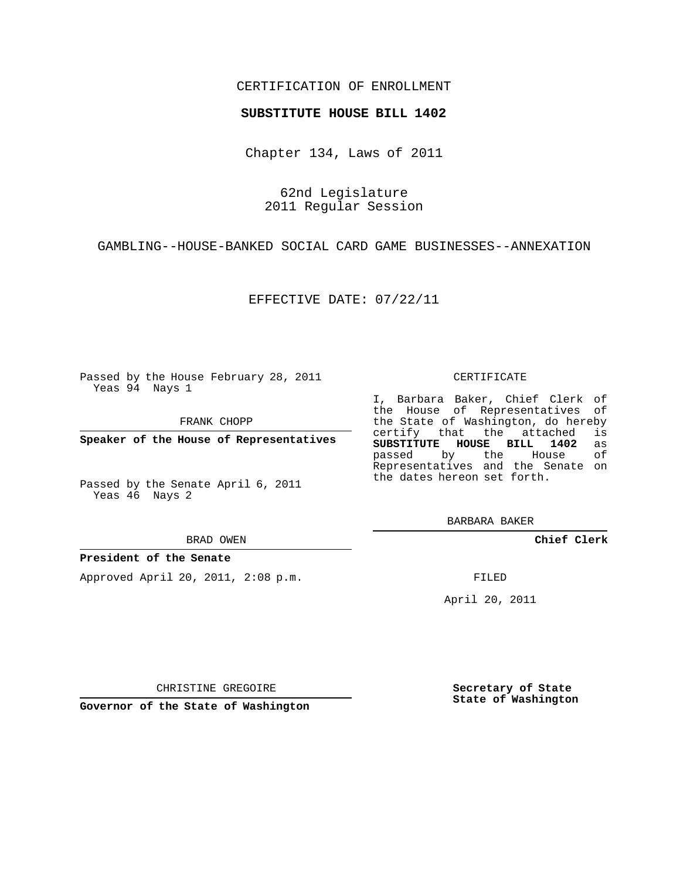CERTIFICATION OF ENROLLMENT

**SUBSTITUTE HOUSE BILL 1402**

Chapter 134, Laws of 2011

62nd Legislature
2011 Regular Session

GAMBLING--HOUSE-BANKED SOCIAL CARD GAME BUSINESSES--ANNEXATION

EFFECTIVE DATE: 07/22/11

Passed by the House February 28, 2011
Yeas 94 Nays 1

FRANK CHOPP

**Speaker of the House of Representatives**

Passed by the Senate April 6, 2011
Yeas 46 Nays 2

BRAD OWEN

**President of the Senate**

Approved April 20, 2011, 2:08 p.m.

CHRISTINE GREGOIRE

**Governor of the State of Washington**

CERTIFICATE

I, Barbara Baker, Chief Clerk of the House of Representatives of the State of Washington, do hereby certify that the attached is **SUBSTITUTE HOUSE BILL 1402** as passed by the House of Representatives and the Senate on the dates hereon set forth.

BARBARA BAKER

**Chief Clerk**

FILED

April 20, 2011

**Secretary of State**
**State of Washington**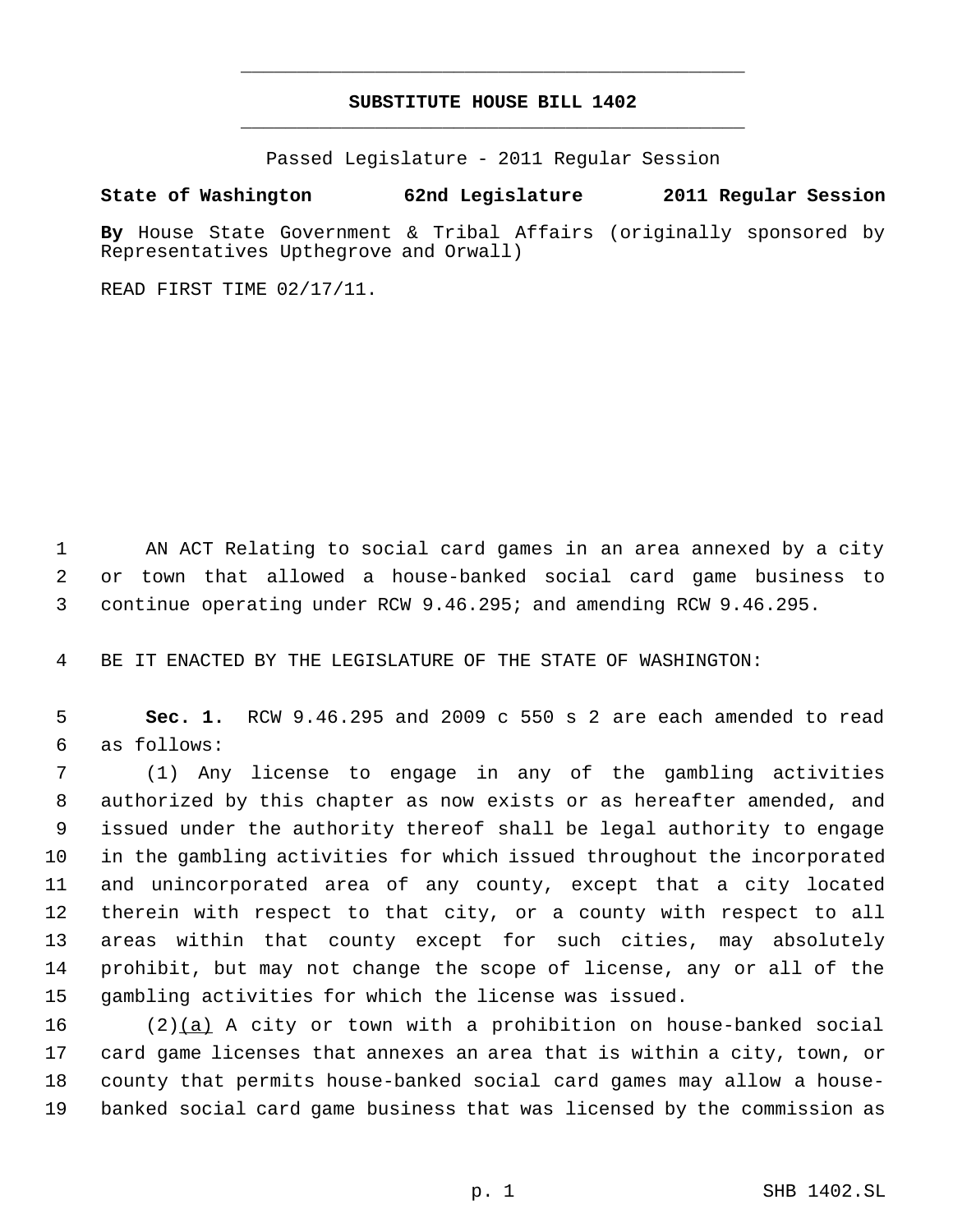# SUBSTITUTE HOUSE BILL 1402

Passed Legislature - 2011 Regular Session

**State of Washington 62nd Legislature 2011 Regular Session**

**By** House State Government & Tribal Affairs (originally sponsored by Representatives Upthegrove and Orwall)

READ FIRST TIME 02/17/11.

AN ACT Relating to social card games in an area annexed by a city or town that allowed a house-banked social card game business to continue operating under RCW 9.46.295; and amending RCW 9.46.295.

BE IT ENACTED BY THE LEGISLATURE OF THE STATE OF WASHINGTON:

**Sec. 1.** RCW 9.46.295 and 2009 c 550 s 2 are each amended to read as follows:

(1) Any license to engage in any of the gambling activities authorized by this chapter as now exists or as hereafter amended, and issued under the authority thereof shall be legal authority to engage in the gambling activities for which issued throughout the incorporated and unincorporated area of any county, except that a city located therein with respect to that city, or a county with respect to all areas within that county except for such cities, may absolutely prohibit, but may not change the scope of license, any or all of the gambling activities for which the license was issued.

(2)(a) A city or town with a prohibition on house-banked social card game licenses that annexes an area that is within a city, town, or county that permits house-banked social card games may allow a house-banked social card game business that was licensed by the commission as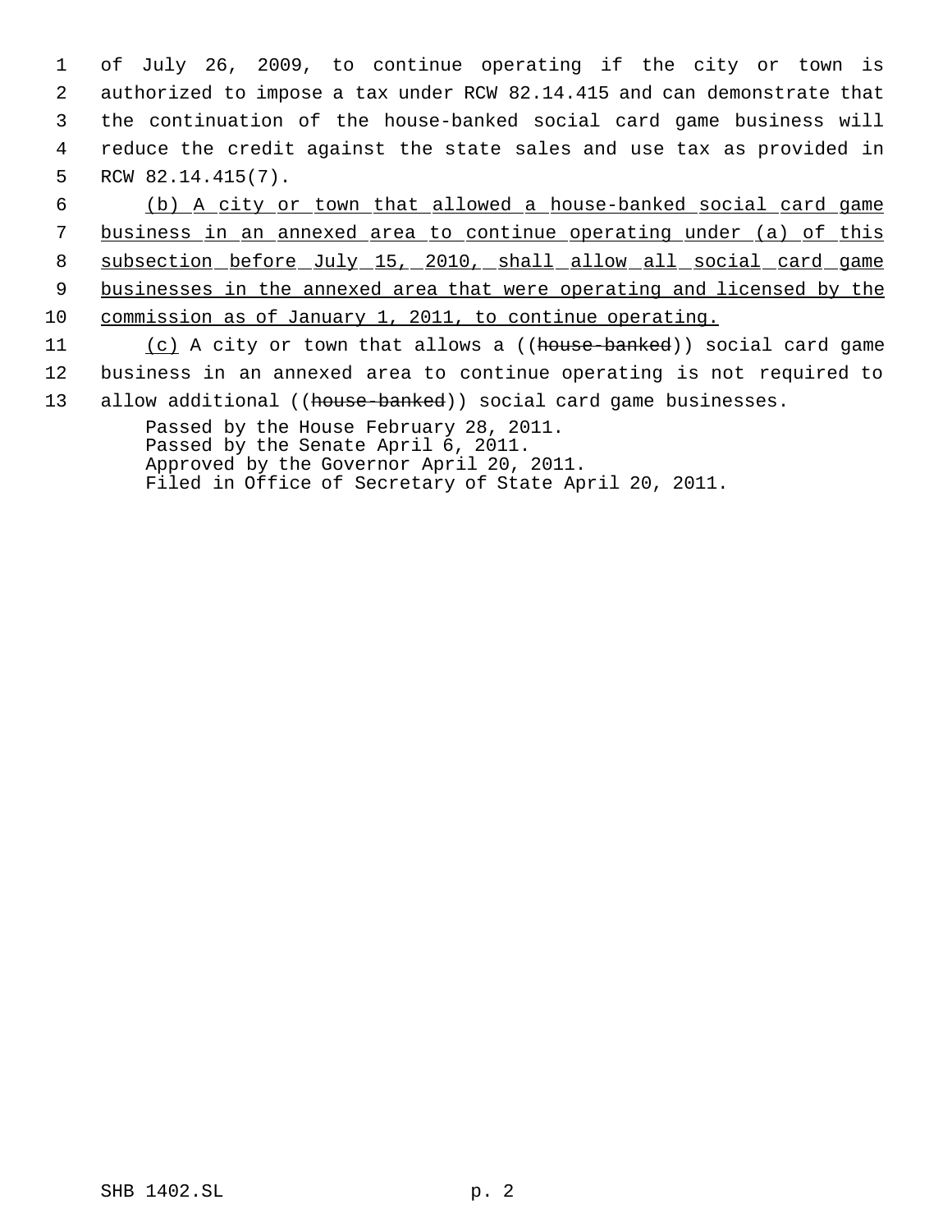of July 26, 2009, to continue operating if the city or town is authorized to impose a tax under RCW 82.14.415 and can demonstrate that the continuation of the house-banked social card game business will reduce the credit against the state sales and use tax as provided in RCW 82.14.415(7).

(b) A city or town that allowed a house-banked social card game business in an annexed area to continue operating under (a) of this subsection before July 15, 2010, shall allow all social card game businesses in the annexed area that were operating and licensed by the commission as of January 1, 2011, to continue operating.

(c) A city or town that allows a ((house-banked)) social card game business in an annexed area to continue operating is not required to allow additional ((house-banked)) social card game businesses.

Passed by the House February 28, 2011.
Passed by the Senate April 6, 2011.
Approved by the Governor April 20, 2011.
Filed in Office of Secretary of State April 20, 2011.